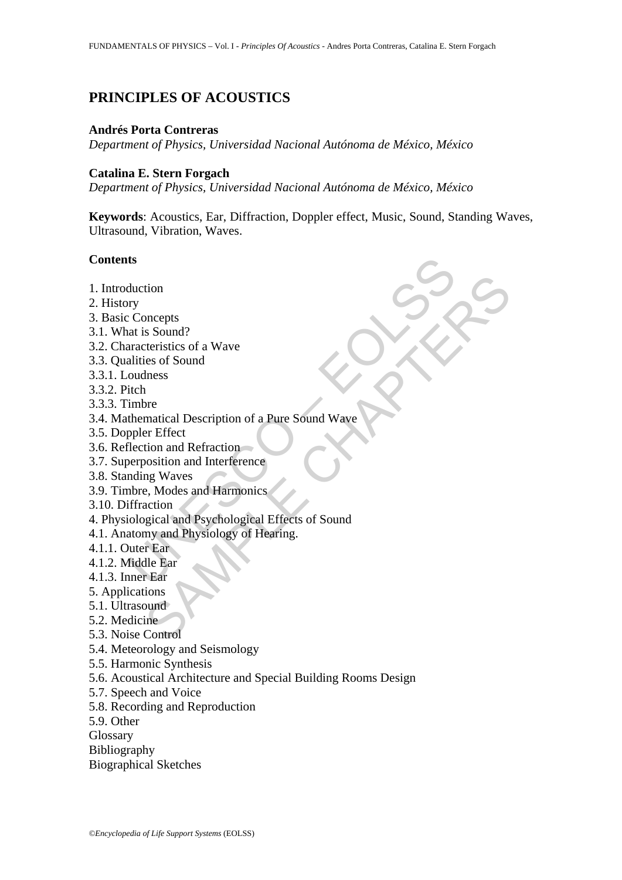# PRINCIPLES OF ACOUSTICS

**Andrés Porta Contreras**
*Department of Physics, Universidad Nacional Autónoma de México, México*

**Catalina E. Stern Forgach**
*Department of Physics, Universidad Nacional Autónoma de México, México*

**Keywords**: Acoustics, Ear, Diffraction, Doppler effect, Music, Sound, Standing Waves, Ultrasound, Vibration, Waves.

## Contents

1. Introduction
2. History
3. Basic Concepts
3.1. What is Sound?
3.2. Characteristics of a Wave
3.3. Qualities of Sound
3.3.1. Loudness
3.3.2. Pitch
3.3.3. Timbre
3.4. Mathematical Description of a Pure Sound Wave
3.5. Doppler Effect
3.6. Reflection and Refraction
3.7. Superposition and Interference
3.8. Standing Waves
3.9. Timbre, Modes and Harmonics
3.10. Diffraction
4. Physiological and Psychological Effects of Sound
4.1. Anatomy and Physiology of Hearing.
4.1.1. Outer Ear
4.1.2. Middle Ear
4.1.3. Inner Ear
5. Applications
5.1. Ultrasound
5.2. Medicine
5.3. Noise Control
5.4. Meteorology and Seismology
5.5. Harmonic Synthesis
5.6. Acoustical Architecture and Special Building Rooms Design
5.7. Speech and Voice
5.8. Recording and Reproduction
5.9. Other
Glossary
Bibliography
Biographical Sketches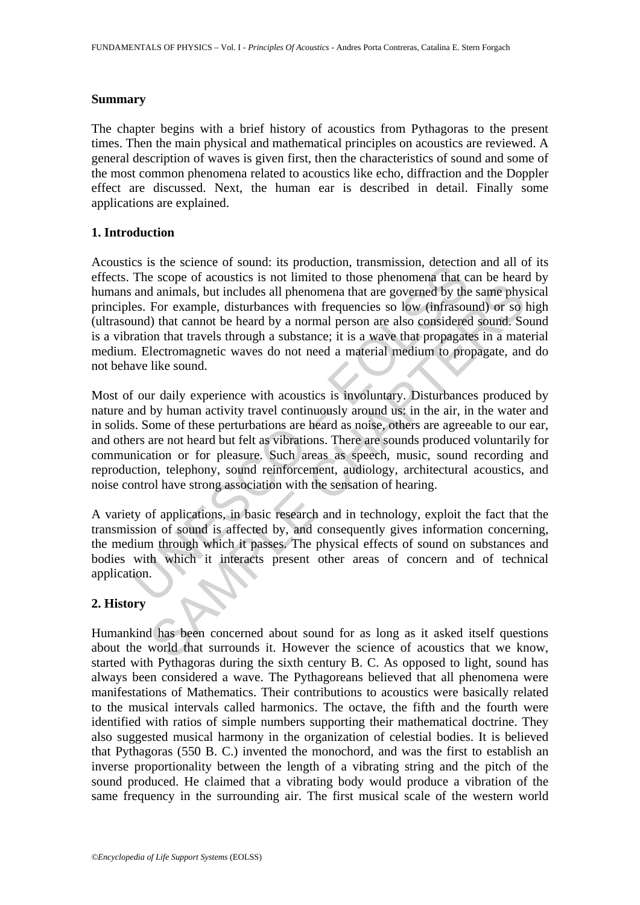### Summary

The chapter begins with a brief history of acoustics from Pythagoras to the present times. Then the main physical and mathematical principles on acoustics are reviewed. A general description of waves is given first, then the characteristics of sound and some of the most common phenomena related to acoustics like echo, diffraction and the Doppler effect are discussed. Next, the human ear is described in detail. Finally some applications are explained.

## 1. Introduction

Acoustics is the science of sound: its production, transmission, detection and all of its effects. The scope of acoustics is not limited to those phenomena that can be heard by humans and animals, but includes all phenomena that are governed by the same physical principles. For example, disturbances with frequencies so low (infrasound) or so high (ultrasound) that cannot be heard by a normal person are also considered sound. Sound is a vibration that travels through a substance; it is a wave that propagates in a material medium. Electromagnetic waves do not need a material medium to propagate, and do not behave like sound.

Most of our daily experience with acoustics is involuntary. Disturbances produced by nature and by human activity travel continuously around us: in the air, in the water and in solids. Some of these perturbations are heard as noise, others are agreeable to our ear, and others are not heard but felt as vibrations. There are sounds produced voluntarily for communication or for pleasure. Such areas as speech, music, sound recording and reproduction, telephony, sound reinforcement, audiology, architectural acoustics, and noise control have strong association with the sensation of hearing.

A variety of applications, in basic research and in technology, exploit the fact that the transmission of sound is affected by, and consequently gives information concerning, the medium through which it passes. The physical effects of sound on substances and bodies with which it interacts present other areas of concern and of technical application.

## 2. History

Humankind has been concerned about sound for as long as it asked itself questions about the world that surrounds it. However the science of acoustics that we know, started with Pythagoras during the sixth century B. C. As opposed to light, sound has always been considered a wave. The Pythagoreans believed that all phenomena were manifestations of Mathematics. Their contributions to acoustics were basically related to the musical intervals called harmonics. The octave, the fifth and the fourth were identified with ratios of simple numbers supporting their mathematical doctrine. They also suggested musical harmony in the organization of celestial bodies. It is believed that Pythagoras (550 B. C.) invented the monochord, and was the first to establish an inverse proportionality between the length of a vibrating string and the pitch of the sound produced. He claimed that a vibrating body would produce a vibration of the same frequency in the surrounding air. The first musical scale of the western world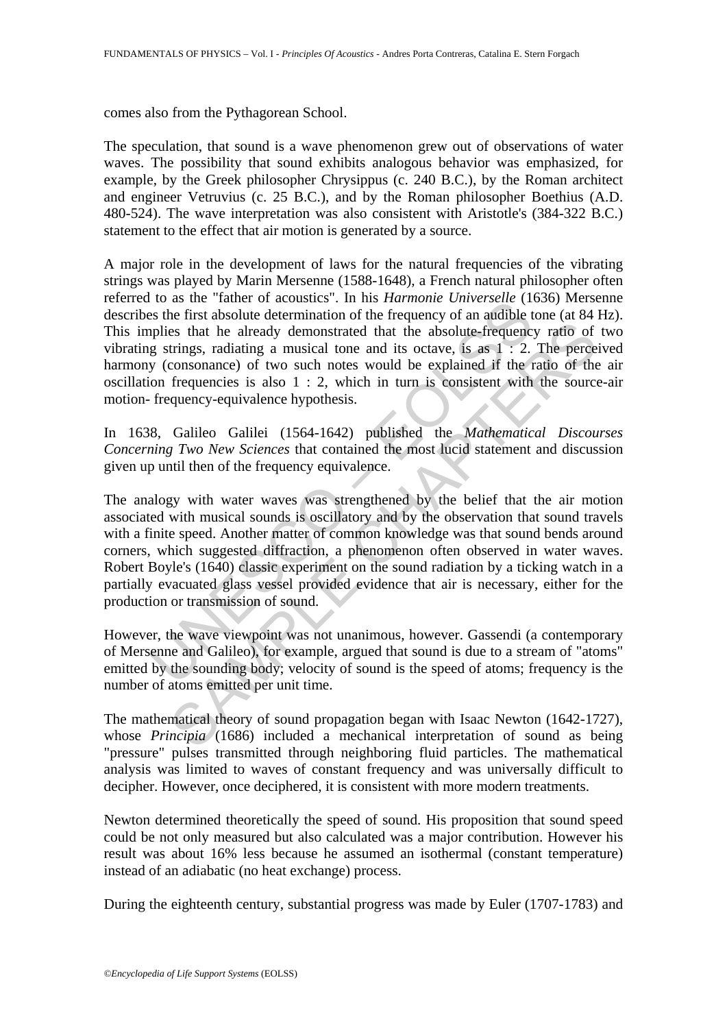comes also from the Pythagorean School.

The speculation, that sound is a wave phenomenon grew out of observations of water waves. The possibility that sound exhibits analogous behavior was emphasized, for example, by the Greek philosopher Chrysippus (c. 240 B.C.), by the Roman architect and engineer Vetruvius (c. 25 B.C.), and by the Roman philosopher Boethius (A.D. 480-524). The wave interpretation was also consistent with Aristotle's (384-322 B.C.) statement to the effect that air motion is generated by a source.

A major role in the development of laws for the natural frequencies of the vibrating strings was played by Marin Mersenne (1588-1648), a French natural philosopher often referred to as the "father of acoustics". In his *Harmonie Universelle* (1636) Mersenne describes the first absolute determination of the frequency of an audible tone (at 84 Hz). This implies that he already demonstrated that the absolute-frequency ratio of two vibrating strings, radiating a musical tone and its octave, is as 1 : 2. The perceived harmony (consonance) of two such notes would be explained if the ratio of the air oscillation frequencies is also 1 : 2, which in turn is consistent with the source-air motion- frequency-equivalence hypothesis.

In 1638, Galileo Galilei (1564-1642) published the *Mathematical Discourses Concerning Two New Sciences* that contained the most lucid statement and discussion given up until then of the frequency equivalence.

The analogy with water waves was strengthened by the belief that the air motion associated with musical sounds is oscillatory and by the observation that sound travels with a finite speed. Another matter of common knowledge was that sound bends around corners, which suggested diffraction, a phenomenon often observed in water waves. Robert Boyle's (1640) classic experiment on the sound radiation by a ticking watch in a partially evacuated glass vessel provided evidence that air is necessary, either for the production or transmission of sound.

However, the wave viewpoint was not unanimous, however. Gassendi (a contemporary of Mersenne and Galileo), for example, argued that sound is due to a stream of "atoms" emitted by the sounding body; velocity of sound is the speed of atoms; frequency is the number of atoms emitted per unit time.

The mathematical theory of sound propagation began with Isaac Newton (1642-1727), whose *Principia* (1686) included a mechanical interpretation of sound as being "pressure" pulses transmitted through neighboring fluid particles. The mathematical analysis was limited to waves of constant frequency and was universally difficult to decipher. However, once deciphered, it is consistent with more modern treatments.

Newton determined theoretically the speed of sound. His proposition that sound speed could be not only measured but also calculated was a major contribution. However his result was about 16% less because he assumed an isothermal (constant temperature) instead of an adiabatic (no heat exchange) process.

During the eighteenth century, substantial progress was made by Euler (1707-1783) and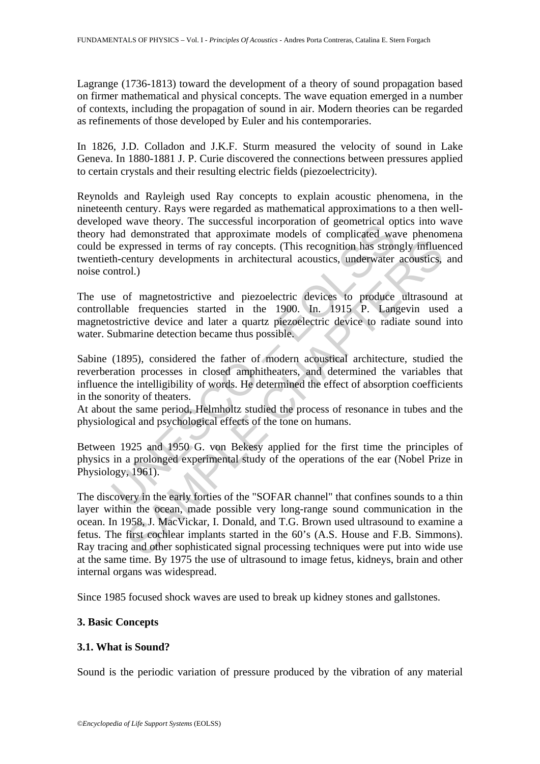Lagrange (1736-1813) toward the development of a theory of sound propagation based on firmer mathematical and physical concepts. The wave equation emerged in a number of contexts, including the propagation of sound in air. Modern theories can be regarded as refinements of those developed by Euler and his contemporaries.

In 1826, J.D. Colladon and J.K.F. Sturm measured the velocity of sound in Lake Geneva. In 1880-1881 J. P. Curie discovered the connections between pressures applied to certain crystals and their resulting electric fields (piezoelectricity).

Reynolds and Rayleigh used Ray concepts to explain acoustic phenomena, in the nineteenth century. Rays were regarded as mathematical approximations to a then well-developed wave theory. The successful incorporation of geometrical optics into wave theory had demonstrated that approximate models of complicated wave phenomena could be expressed in terms of ray concepts. (This recognition has strongly influenced twentieth-century developments in architectural acoustics, underwater acoustics, and noise control.)

The use of magnetostrictive and piezoelectric devices to produce ultrasound at controllable frequencies started in the 1900. In. 1915 P. Langevin used a magnetostrictive device and later a quartz piezoelectric device to radiate sound into water. Submarine detection became thus possible.

Sabine (1895), considered the father of modern acoustical architecture, studied the reverberation processes in closed amphitheaters, and determined the variables that influence the intelligibility of words. He determined the effect of absorption coefficients in the sonority of theaters.
At about the same period, Helmholtz studied the process of resonance in tubes and the physiological and psychological effects of the tone on humans.

Between 1925 and 1950 G. von Bekesy applied for the first time the principles of physics in a prolonged experimental study of the operations of the ear (Nobel Prize in Physiology, 1961).

The discovery in the early forties of the "SOFAR channel" that confines sounds to a thin layer within the ocean, made possible very long-range sound communication in the ocean. In 1958, J. MacVickar, I. Donald, and T.G. Brown used ultrasound to examine a fetus. The first cochlear implants started in the 60's (A.S. House and F.B. Simmons). Ray tracing and other sophisticated signal processing techniques were put into wide use at the same time. By 1975 the use of ultrasound to image fetus, kidneys, brain and other internal organs was widespread.

Since 1985 focused shock waves are used to break up kidney stones and gallstones.

## 3. Basic Concepts

### 3.1. What is Sound?

Sound is the periodic variation of pressure produced by the vibration of any material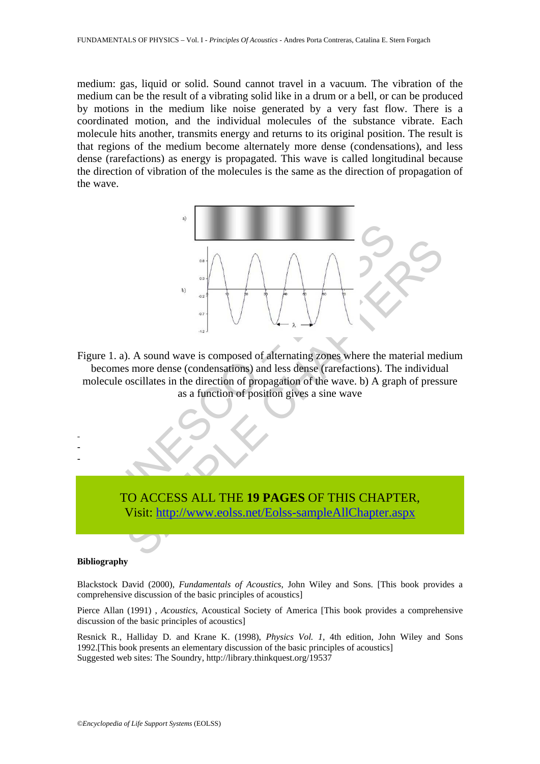medium: gas, liquid or solid. Sound cannot travel in a vacuum. The vibration of the medium can be the result of a vibrating solid like in a drum or a bell, or can be produced by motions in the medium like noise generated by a very fast flow. There is a coordinated motion, and the individual molecules of the substance vibrate. Each molecule hits another, transmits energy and returns to its original position. The result is that regions of the medium become alternately more dense (condensations), and less dense (rarefactions) as energy is propagated. This wave is called longitudinal because the direction of vibration of the molecules is the same as the direction of propagation of the wave.

Figure 1. a). A sound wave is composed of alternating zones where the material medium becomes more dense (condensations) and less dense (rarefactions). The individual molecule oscillates in the direction of propagation of the wave. b) A graph of pressure as a function of position gives a sine wave

-
-
-

TO ACCESS ALL THE **19 PAGES** OF THIS CHAPTER,
Visit: http://www.eolss.net/Eolss-sampleAllChapter.aspx

**Bibliography**

Blackstock David (2000), *Fundamentals of Acoustics*, John Wiley and Sons. [This book provides a comprehensive discussion of the basic principles of acoustics]

Pierce Allan (1991) , *Acoustics*, Acoustical Society of America [This book provides a comprehensive discussion of the basic principles of acoustics]

Resnick R., Halliday D. and Krane K. (1998), *Physics Vol. 1*, 4th edition, John Wiley and Sons 1992.[This book presents an elementary discussion of the basic principles of acoustics]
Suggested web sites: The Soundry, http://library.thinkquest.org/19537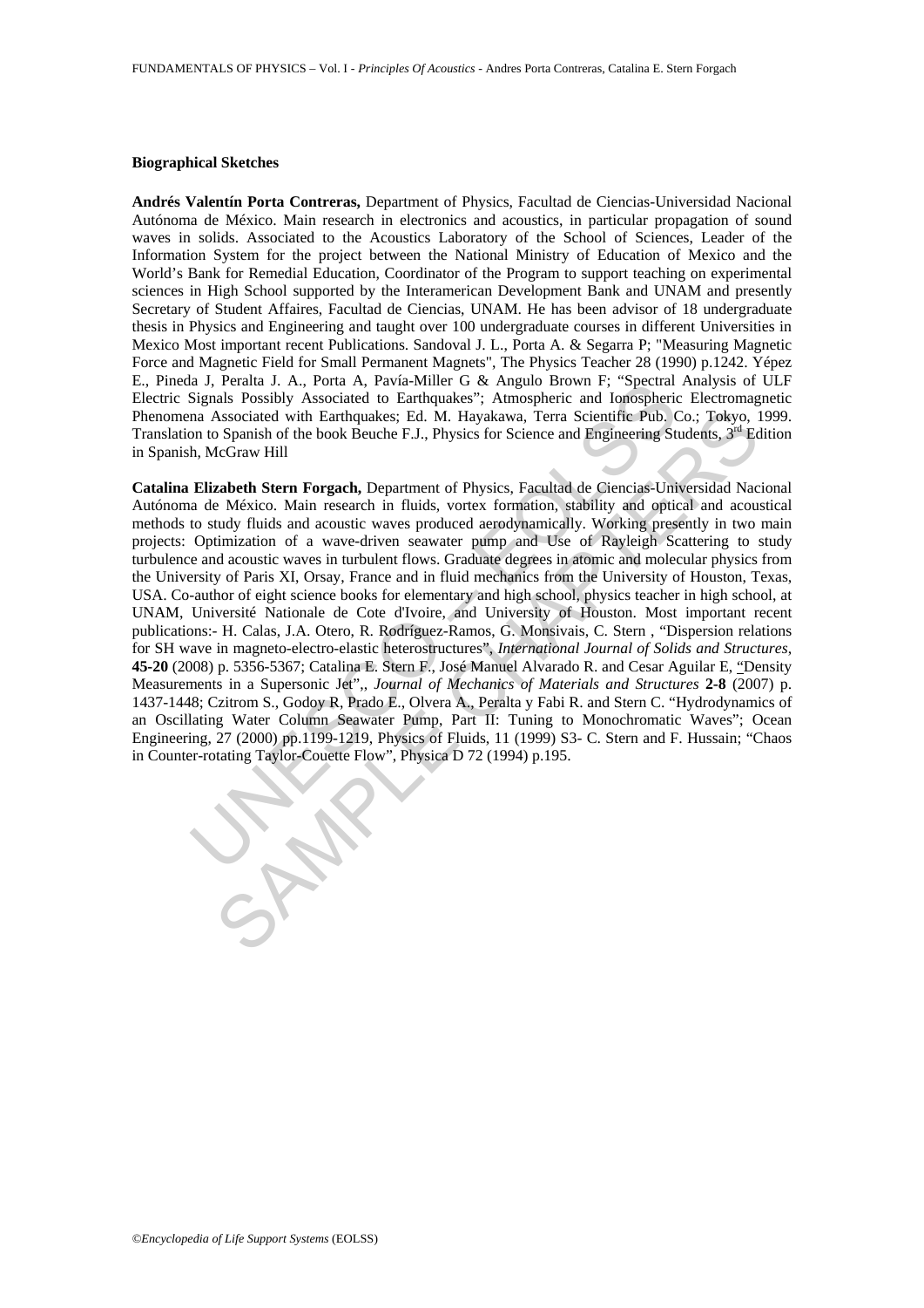### Biographical Sketches

**Andrés Valentín Porta Contreras,** Department of Physics, Facultad de Ciencias-Universidad Nacional Autónoma de México. Main research in electronics and acoustics, in particular propagation of sound waves in solids. Associated to the Acoustics Laboratory of the School of Sciences, Leader of the Information System for the project between the National Ministry of Education of Mexico and the World's Bank for Remedial Education, Coordinator of the Program to support teaching on experimental sciences in High School supported by the Interamerican Development Bank and UNAM and presently Secretary of Student Affaires, Facultad de Ciencias, UNAM. He has been advisor of 18 undergraduate thesis in Physics and Engineering and taught over 100 undergraduate courses in different Universities in Mexico Most important recent Publications. Sandoval J. L., Porta A. & Segarra P; "Measuring Magnetic Force and Magnetic Field for Small Permanent Magnets", The Physics Teacher 28 (1990) p.1242. Yépez E., Pineda J, Peralta J. A., Porta A, Pavía-Miller G & Angulo Brown F; "Spectral Analysis of ULF Electric Signals Possibly Associated to Earthquakes"; Atmospheric and Ionospheric Electromagnetic Phenomena Associated with Earthquakes; Ed. M. Hayakawa, Terra Scientific Pub. Co.; Tokyo, 1999. Translation to Spanish of the book Beuche F.J., Physics for Science and Engineering Students, 3rd Edition in Spanish, McGraw Hill

**Catalina Elizabeth Stern Forgach,** Department of Physics, Facultad de Ciencias-Universidad Nacional Autónoma de México. Main research in fluids, vortex formation, stability and optical and acoustical methods to study fluids and acoustic waves produced aerodynamically. Working presently in two main projects: Optimization of a wave-driven seawater pump and Use of Rayleigh Scattering to study turbulence and acoustic waves in turbulent flows. Graduate degrees in atomic and molecular physics from the University of Paris XI, Orsay, France and in fluid mechanics from the University of Houston, Texas, USA. Co-author of eight science books for elementary and high school, physics teacher in high school, at UNAM, Université Nationale de Cote d'Ivoire, and University of Houston. Most important recent publications:- H. Calas, J.A. Otero, R. Rodríguez-Ramos, G. Monsivais, C. Stern , "Dispersion relations for SH wave in magneto-electro-elastic heterostructures", *International Journal of Solids and Structures*, **45-20** (2008) p. 5356-5367; Catalina E. Stern F., José Manuel Alvarado R. and Cesar Aguilar E, "Density Measurements in a Supersonic Jet",, *Journal of Mechanics of Materials and Structures* **2-8** (2007) p. 1437-1448; Czitrom S., Godoy R, Prado E., Olvera A., Peralta y Fabi R. and Stern C. "Hydrodynamics of an Oscillating Water Column Seawater Pump, Part II: Tuning to Monochromatic Waves"; Ocean Engineering, 27 (2000) pp.1199-1219, Physics of Fluids, 11 (1999) S3- C. Stern and F. Hussain; "Chaos in Counter-rotating Taylor-Couette Flow", Physica D 72 (1994) p.195.